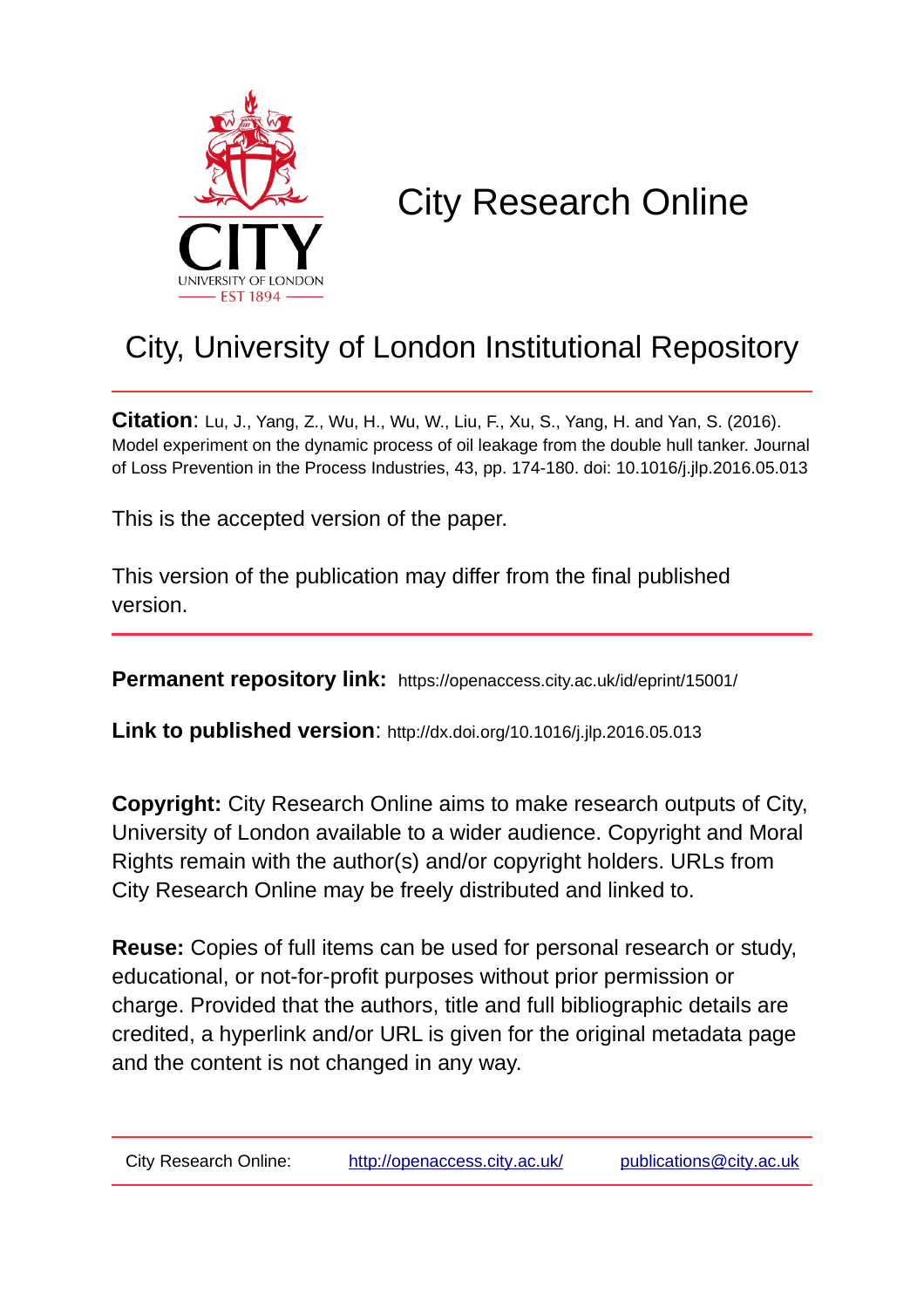CITY

UNIVERSITY OF LONDON

EST 1894

# City Research Online

## City, University of London Institutional Repository

**Citation**: Lu, J., Yang, Z., Wu, H., Wu, W., Liu, F., Xu, S., Yang, H. and Yan, S. (2016). Model experiment on the dynamic process of oil leakage from the double hull tanker. Journal of Loss Prevention in the Process Industries, 43, pp. 174-180. doi: 10.1016/j.jlp.2016.05.013

This is the accepted version of the paper.

This version of the publication may differ from the final published version.

**Permanent repository link:** https://openaccess.city.ac.uk/id/eprint/15001/

**Link to published version**: http://dx.doi.org/10.1016/j.jlp.2016.05.013

**Copyright:** City Research Online aims to make research outputs of City, University of London available to a wider audience. Copyright and Moral Rights remain with the author(s) and/or copyright holders. URLs from City Research Online may be freely distributed and linked to.

**Reuse:** Copies of full items can be used for personal research or study, educational, or not-for-profit purposes without prior permission or charge. Provided that the authors, title and full bibliographic details are credited, a hyperlink and/or URL is given for the original metadata page and the content is not changed in any way.

City Research Online: http://openaccess.city.ac.uk/ publications@city.ac.uk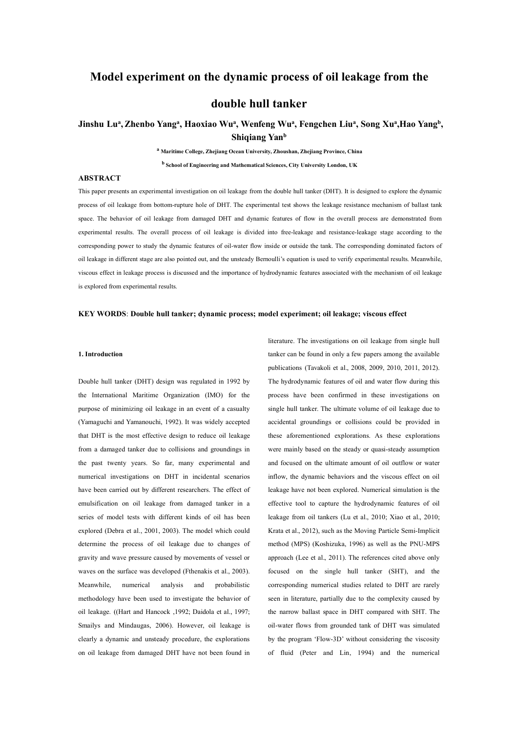# Model experiment on the dynamic process of oil leakage from the double hull tanker

**Jinshu Lu[a], Zhenbo Yang[a], Haoxiao Wu[a], Wenfeng Wu[a], Fengchen Liu[a], Song Xu[a], Hao Yang[b], Shiqiang Yan[b]**

[a] Maritime College, Zhejiang Ocean University, Zhoushan, Zhejiang Province, China

[b] School of Engineering and Mathematical Sciences, City University London, UK

## ABSTRACT

This paper presents an experimental investigation on oil leakage from the double hull tanker (DHT). It is designed to explore the dynamic process of oil leakage from bottom-rupture hole of DHT. The experimental test shows the leakage resistance mechanism of ballast tank space. The behavior of oil leakage from damaged DHT and dynamic features of flow in the overall process are demonstrated from experimental results. The overall process of oil leakage is divided into free-leakage and resistance-leakage stage according to the corresponding power to study the dynamic features of oil-water flow inside or outside the tank. The corresponding dominated factors of oil leakage in different stage are also pointed out, and the unsteady Bernoulli's equation is used to verify experimental results. Meanwhile, viscous effect in leakage process is discussed and the importance of hydrodynamic features associated with the mechanism of oil leakage is explored from experimental results.

**KEY WORDS**: **Double hull tanker; dynamic process; model experiment; oil leakage; viscous effect**

### 1. Introduction

Double hull tanker (DHT) design was regulated in 1992 by the International Maritime Organization (IMO) for the purpose of minimizing oil leakage in an event of a casualty (Yamaguchi and Yamanouchi, 1992). It was widely accepted that DHT is the most effective design to reduce oil leakage from a damaged tanker due to collisions and groundings in the past twenty years. So far, many experimental and numerical investigations on DHT in incidental scenarios have been carried out by different researchers. The effect of emulsification on oil leakage from damaged tanker in a series of model tests with different kinds of oil has been explored (Debra et al., 2001, 2003). The model which could determine the process of oil leakage due to changes of gravity and wave pressure caused by movements of vessel or waves on the surface was developed (Fthenakis et al., 2003). Meanwhile, numerical analysis and probabilistic methodology have been used to investigate the behavior of oil leakage. ((Hart and Hancock ,1992; Daidola et al., 1997; Smailys and Mindaugas, 2006). However, oil leakage is clearly a dynamic and unsteady procedure, the explorations on oil leakage from damaged DHT have not been found in literature. The investigations on oil leakage from single hull tanker can be found in only a few papers among the available publications (Tavakoli et al., 2008, 2009, 2010, 2011, 2012). The hydrodynamic features of oil and water flow during this process have been confirmed in these investigations on single hull tanker. The ultimate volume of oil leakage due to accidental groundings or collisions could be provided in these aforementioned explorations. As these explorations were mainly based on the steady or quasi-steady assumption and focused on the ultimate amount of oil outflow or water inflow, the dynamic behaviors and the viscous effect on oil leakage have not been explored. Numerical simulation is the effective tool to capture the hydrodynamic features of oil leakage from oil tankers (Lu et al., 2010; Xiao et al., 2010; Krata et al., 2012), such as the Moving Particle Semi-Implicit method (MPS) (Koshizuka, 1996) as well as the PNU-MPS approach (Lee et al., 2011). The references cited above only focused on the single hull tanker (SHT), and the corresponding numerical studies related to DHT are rarely seen in literature, partially due to the complexity caused by the narrow ballast space in DHT compared with SHT. The oil-water flows from grounded tank of DHT was simulated by the program 'Flow-3D' without considering the viscosity of fluid (Peter and Lin, 1994) and the numerical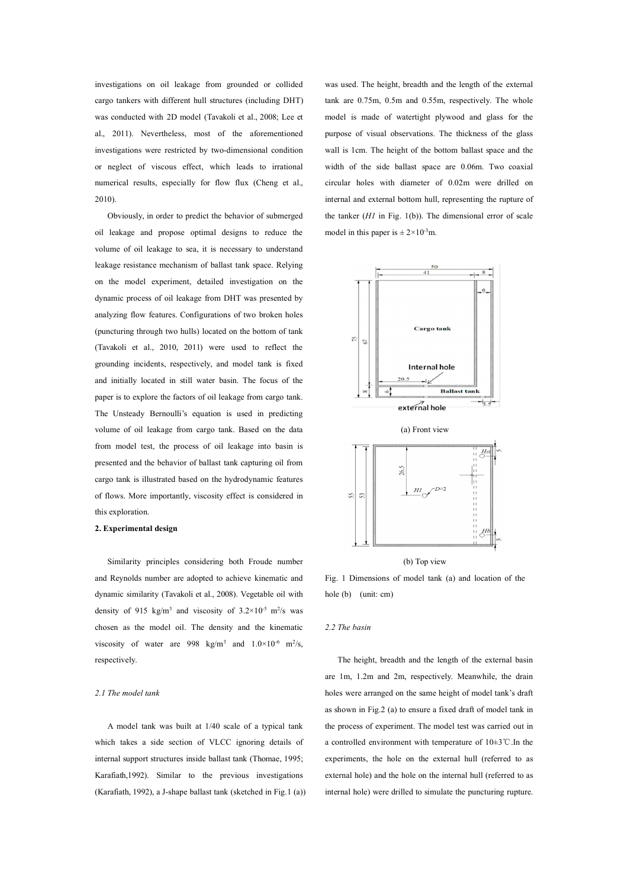investigations on oil leakage from grounded or collided cargo tankers with different hull structures (including DHT) was conducted with 2D model (Tavakoli et al., 2008; Lee et al., 2011). Nevertheless, most of the aforementioned investigations were restricted by two-dimensional condition or neglect of viscous effect, which leads to irrational numerical results, especially for flow flux (Cheng et al., 2010).

Obviously, in order to predict the behavior of submerged oil leakage and propose optimal designs to reduce the volume of oil leakage to sea, it is necessary to understand leakage resistance mechanism of ballast tank space. Relying on the model experiment, detailed investigation on the dynamic process of oil leakage from DHT was presented by analyzing flow features. Configurations of two broken holes (puncturing through two hulls) located on the bottom of tank (Tavakoli et al., 2010, 2011) were used to reflect the grounding incidents, respectively, and model tank is fixed and initially located in still water basin. The focus of the paper is to explore the factors of oil leakage from cargo tank. The Unsteady Bernoulli's equation is used in predicting volume of oil leakage from cargo tank. Based on the data from model test, the process of oil leakage into basin is presented and the behavior of ballast tank capturing oil from cargo tank is illustrated based on the hydrodynamic features of flows. More importantly, viscosity effect is considered in this exploration.

## 2. Experimental design

Similarity principles considering both Froude number and Reynolds number are adopted to achieve kinematic and dynamic similarity (Tavakoli et al., 2008). Vegetable oil with density of 915 kg/m$^3$ and viscosity of $3.2\times10^{-5}$ m$^2$/s was chosen as the model oil. The density and the kinematic viscosity of water are 998 kg/m$^3$ and $1.0\times10^{-6}$ m$^2$/s, respectively.

### 2.1 The model tank

A model tank was built at 1/40 scale of a typical tank which takes a side section of VLCC ignoring details of internal support structures inside ballast tank (Thomae, 1995; Karafiath,1992). Similar to the previous investigations (Karafiath, 1992), a J-shape ballast tank (sketched in Fig.1 (a)) was used. The height, breadth and the length of the external tank are 0.75m, 0.5m and 0.55m, respectively. The whole model is made of watertight plywood and glass for the purpose of visual observations. The thickness of the glass wall is 1cm. The height of the bottom ballast space and the width of the side ballast space are 0.06m. Two coaxial circular holes with diameter of 0.02m were drilled on internal and external bottom hull, representing the rupture of the tanker (*H1* in Fig. 1(b)). The dimensional error of scale model in this paper is $\pm 2\times10^{-3}$m.

(a) Front view

(b) Top view

Fig. 1 Dimensions of model tank (a) and location of the hole (b) (unit: cm)

### 2.2 The basin

The height, breadth and the length of the external basin are 1m, 1.2m and 2m, respectively. Meanwhile, the drain holes were arranged on the same height of model tank's draft as shown in Fig.2 (a) to ensure a fixed draft of model tank in the process of experiment. The model test was carried out in a controlled environment with temperature of 10±3℃.In the experiments, the hole on the external hull (referred to as external hole) and the hole on the internal hull (referred to as internal hole) were drilled to simulate the puncturing rupture.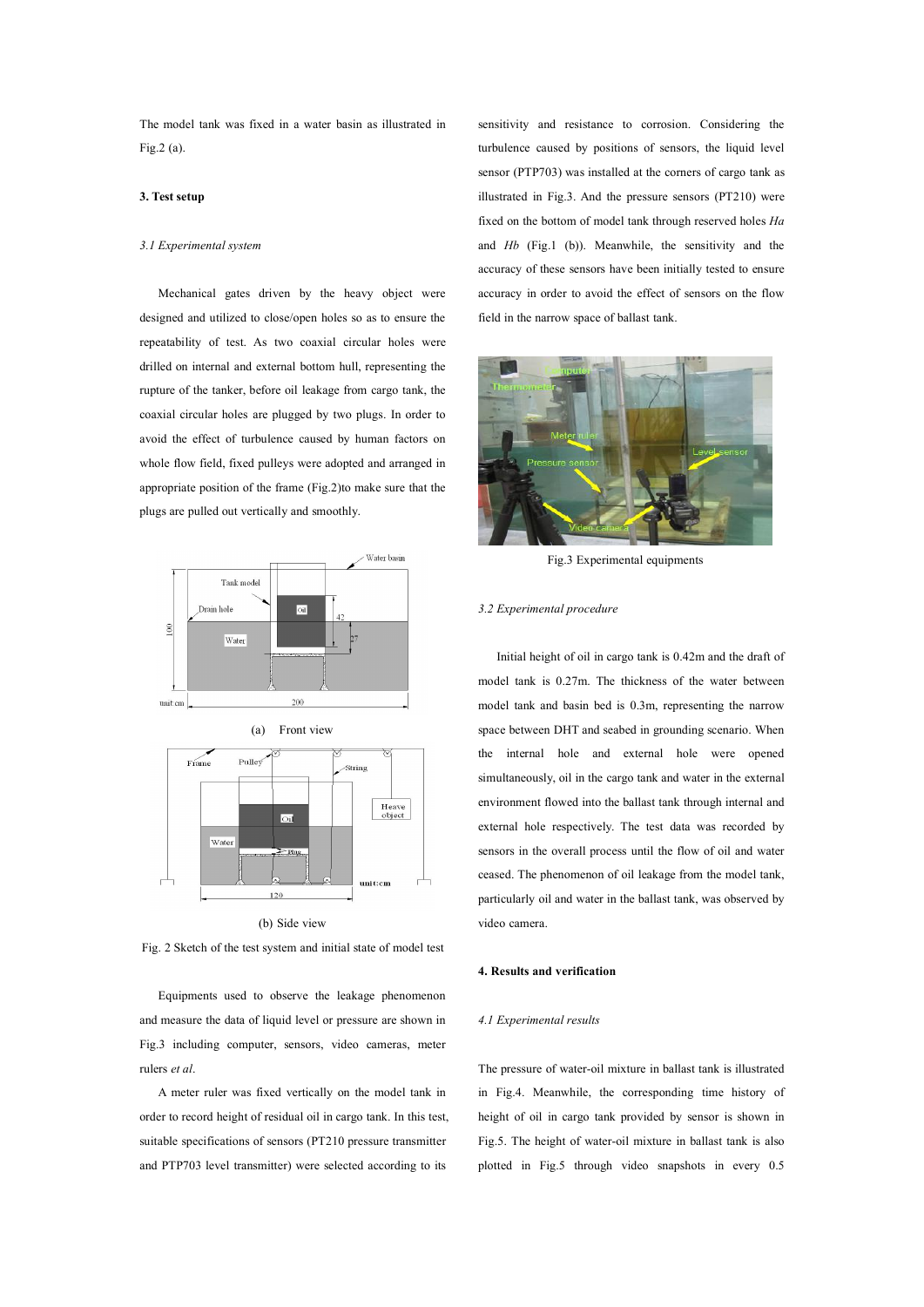The model tank was fixed in a water basin as illustrated in Fig.2 (a).

## 3. Test setup

### *3.1 Experimental system*

Mechanical gates driven by the heavy object were designed and utilized to close/open holes so as to ensure the repeatability of test. As two coaxial circular holes were drilled on internal and external bottom hull, representing the rupture of the tanker, before oil leakage from cargo tank, the coaxial circular holes are plugged by two plugs. In order to avoid the effect of turbulence caused by human factors on whole flow field, fixed pulleys were adopted and arranged in appropriate position of the frame (Fig.2)to make sure that the plugs are pulled out vertically and smoothly.

(a) Front view

(b) Side view

Fig. 2 Sketch of the test system and initial state of model test

Equipments used to observe the leakage phenomenon and measure the data of liquid level or pressure are shown in Fig.3 including computer, sensors, video cameras, meter rulers *et al*.

A meter ruler was fixed vertically on the model tank in order to record height of residual oil in cargo tank. In this test, suitable specifications of sensors (PT210 pressure transmitter and PTP703 level transmitter) were selected according to its sensitivity and resistance to corrosion. Considering the turbulence caused by positions of sensors, the liquid level sensor (PTP703) was installed at the corners of cargo tank as illustrated in Fig.3. And the pressure sensors (PT210) were fixed on the bottom of model tank through reserved holes *Ha* and *Hb* (Fig.1 (b)). Meanwhile, the sensitivity and the accuracy of these sensors have been initially tested to ensure accuracy in order to avoid the effect of sensors on the flow field in the narrow space of ballast tank.

Fig.3 Experimental equipments

### *3.2 Experimental procedure*

Initial height of oil in cargo tank is 0.42m and the draft of model tank is 0.27m. The thickness of the water between model tank and basin bed is 0.3m, representing the narrow space between DHT and seabed in grounding scenario. When the internal hole and external hole were opened simultaneously, oil in the cargo tank and water in the external environment flowed into the ballast tank through internal and external hole respectively. The test data was recorded by sensors in the overall process until the flow of oil and water ceased. The phenomenon of oil leakage from the model tank, particularly oil and water in the ballast tank, was observed by video camera.

## 4. Results and verification

### *4.1 Experimental results*

The pressure of water-oil mixture in ballast tank is illustrated in Fig.4. Meanwhile, the corresponding time history of height of oil in cargo tank provided by sensor is shown in Fig.5. The height of water-oil mixture in ballast tank is also plotted in Fig.5 through video snapshots in every 0.5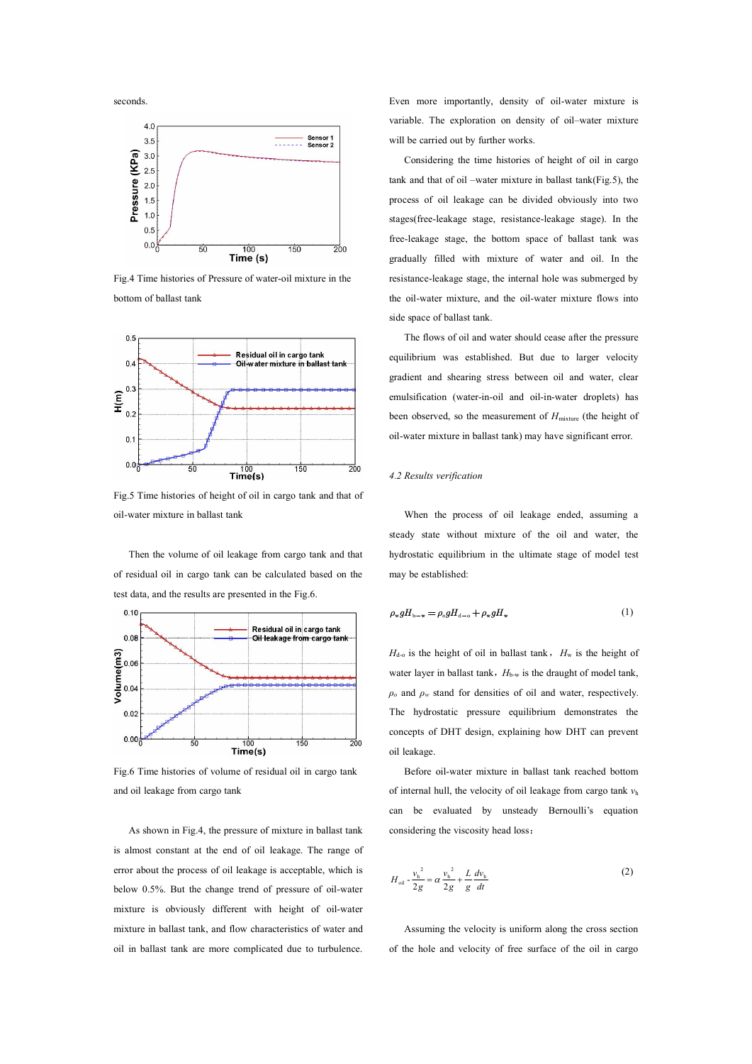seconds.

Fig.4 Time histories of Pressure of water-oil mixture in the bottom of ballast tank

Fig.5 Time histories of height of oil in cargo tank and that of oil-water mixture in ballast tank

Then the volume of oil leakage from cargo tank and that of residual oil in cargo tank can be calculated based on the test data, and the results are presented in the Fig.6.

Fig.6 Time histories of volume of residual oil in cargo tank and oil leakage from cargo tank

As shown in Fig.4, the pressure of mixture in ballast tank is almost constant at the end of oil leakage. The range of error about the process of oil leakage is acceptable, which is below 0.5%. But the change trend of pressure of oil-water mixture is obviously different with height of oil-water mixture in ballast tank, and flow characteristics of water and oil in ballast tank are more complicated due to turbulence. Even more importantly, density of oil-water mixture is variable. The exploration on density of oil–water mixture will be carried out by further works.

Considering the time histories of height of oil in cargo tank and that of oil –water mixture in ballast tank(Fig.5), the process of oil leakage can be divided obviously into two stages(free-leakage stage, resistance-leakage stage). In the free-leakage stage, the bottom space of ballast tank was gradually filled with mixture of water and oil. In the resistance-leakage stage, the internal hole was submerged by the oil-water mixture, and the oil-water mixture flows into side space of ballast tank.

The flows of oil and water should cease after the pressure equilibrium was established. But due to larger velocity gradient and shearing stress between oil and water, clear emulsification (water-in-oil and oil-in-water droplets) has been observed, so the measurement of $H_{mixture}$ (the height of oil-water mixture in ballast tank) may have significant error.

*4.2 Results verification*

When the process of oil leakage ended, assuming a steady state without mixture of the oil and water, the hydrostatic equilibrium in the ultimate stage of model test may be established:

$$\rho_w g H_{b-w} = \rho_o g H_{d-o} + \rho_w g H_w \tag{1}$$

$H_{d-o}$ is the height of oil in ballast tank， $H_w$ is the height of water layer in ballast tank，$H_{b-w}$ is the draught of model tank, $\rho_o$ and $\rho_w$ stand for densities of oil and water, respectively. The hydrostatic pressure equilibrium demonstrates the concepts of DHT design, explaining how DHT can prevent oil leakage.

Before oil-water mixture in ballast tank reached bottom of internal hull, the velocity of oil leakage from cargo tank $v_h$ can be evaluated by unsteady Bernoulli's equation considering the viscosity head loss：

$$H_{oil} - \frac{v_h^2}{2g} = \alpha \frac{v_h^2}{2g} + \frac{L}{g}\frac{dv_h}{dt} \tag{2}$$

Assuming the velocity is uniform along the cross section of the hole and velocity of free surface of the oil in cargo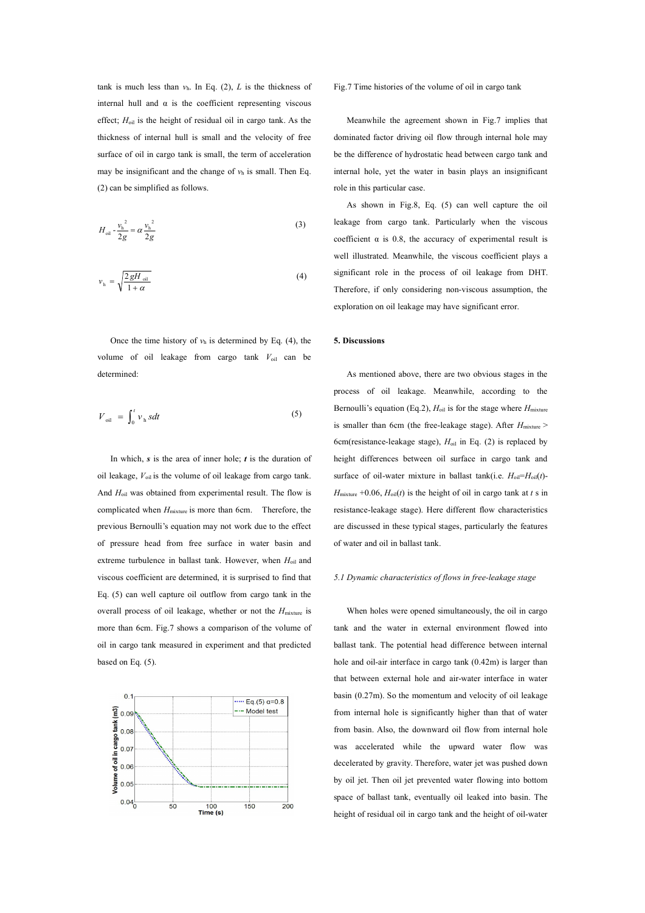tank is much less than $v_h$. In Eq. (2), $L$ is the thickness of internal hull and α is the coefficient representing viscous effect; $H_{oil}$ is the height of residual oil in cargo tank. As the thickness of internal hull is small and the velocity of free surface of oil in cargo tank is small, the term of acceleration may be insignificant and the change of $v_h$ is small. Then Eq. (2) can be simplified as follows.

$$H_{oil} - \frac{v_h^2}{2g} = \alpha \frac{v_h^2}{2g} \tag{3}$$

$$v_h = \sqrt{\frac{2gH_{oil}}{1+\alpha}} \tag{4}$$

Once the time history of $v_h$ is determined by Eq. (4), the volume of oil leakage from cargo tank $V_{oil}$ can be determined:

$$V_{oil} = \int_0^t v_h s dt \tag{5}$$

In which, $\boldsymbol{s}$ is the area of inner hole; $\boldsymbol{t}$ is the duration of oil leakage, $V_{oil}$ is the volume of oil leakage from cargo tank. And $H_{oil}$ was obtained from experimental result. The flow is complicated when $H_{mixture}$ is more than 6cm. Therefore, the previous Bernoulli's equation may not work due to the effect of pressure head from free surface in water basin and extreme turbulence in ballast tank. However, when $H_{oil}$ and viscous coefficient are determined, it is surprised to find that Eq. (5) can well capture oil outflow from cargo tank in the overall process of oil leakage, whether or not the $H_{mixture}$ is more than 6cm. Fig.7 shows a comparison of the volume of oil in cargo tank measured in experiment and that predicted based on Eq. (5).

Fig.7 Time histories of the volume of oil in cargo tank

Meanwhile the agreement shown in Fig.7 implies that dominated factor driving oil flow through internal hole may be the difference of hydrostatic head between cargo tank and internal hole, yet the water in basin plays an insignificant role in this particular case.

As shown in Fig.8, Eq. (5) can well capture the oil leakage from cargo tank. Particularly when the viscous coefficient α is 0.8, the accuracy of experimental result is well illustrated. Meanwhile, the viscous coefficient plays a significant role in the process of oil leakage from DHT. Therefore, if only considering non-viscous assumption, the exploration on oil leakage may have significant error.

## 5. Discussions

As mentioned above, there are two obvious stages in the process of oil leakage. Meanwhile, according to the Bernoulli's equation (Eq.2), $H_{oil}$ is for the stage where $H_{mixture}$ is smaller than 6cm (the free-leakage stage). After $H_{mixture}$ > 6cm(resistance-leakage stage), $H_{oil}$ in Eq. (2) is replaced by height differences between oil surface in cargo tank and surface of oil-water mixture in ballast tank(i.e. $H_{oil}$=$H_{oil}(t)$-$H_{mixture}$ +0.06, $H_{oil}(t)$ is the height of oil in cargo tank at $t$ s in resistance-leakage stage). Here different flow characteristics are discussed in these typical stages, particularly the features of water and oil in ballast tank.

### *5.1 Dynamic characteristics of flows in free-leakage stage*

When holes were opened simultaneously, the oil in cargo tank and the water in external environment flowed into ballast tank. The potential head difference between internal hole and oil-air interface in cargo tank (0.42m) is larger than that between external hole and air-water interface in water basin (0.27m). So the momentum and velocity of oil leakage from internal hole is significantly higher than that of water from basin. Also, the downward oil flow from internal hole was accelerated while the upward water flow was decelerated by gravity. Therefore, water jet was pushed down by oil jet. Then oil jet prevented water flowing into bottom space of ballast tank, eventually oil leaked into basin. The height of residual oil in cargo tank and the height of oil-water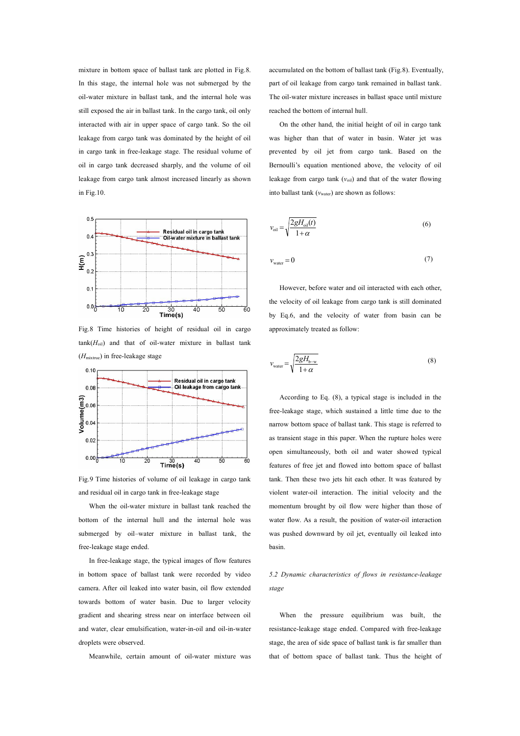mixture in bottom space of ballast tank are plotted in Fig.8. In this stage, the internal hole was not submerged by the oil-water mixture in ballast tank, and the internal hole was still exposed the air in ballast tank. In the cargo tank, oil only interacted with air in upper space of cargo tank. So the oil leakage from cargo tank was dominated by the height of oil in cargo tank in free-leakage stage. The residual volume of oil in cargo tank decreased sharply, and the volume of oil leakage from cargo tank almost increased linearly as shown in Fig.10.

Fig.8 Time histories of height of residual oil in cargo tank($H_{\text{oil}}$) and that of oil-water mixture in ballast tank ($H_{\text{mixtrue}}$) in free-leakage stage

Fig.9 Time histories of volume of oil leakage in cargo tank and residual oil in cargo tank in free-leakage stage

When the oil-water mixture in ballast tank reached the bottom of the internal hull and the internal hole was submerged by oil–water mixture in ballast tank, the free-leakage stage ended.

In free-leakage stage, the typical images of flow features in bottom space of ballast tank were recorded by video camera. After oil leaked into water basin, oil flow extended towards bottom of water basin. Due to larger velocity gradient and shearing stress near on interface between oil and water, clear emulsification, water-in-oil and oil-in-water droplets were observed.

Meanwhile, certain amount of oil-water mixture was accumulated on the bottom of ballast tank (Fig.8). Eventually, part of oil leakage from cargo tank remained in ballast tank. The oil-water mixture increases in ballast space until mixture reached the bottom of internal hull.

On the other hand, the initial height of oil in cargo tank was higher than that of water in basin. Water jet was prevented by oil jet from cargo tank. Based on the Bernoulli's equation mentioned above, the velocity of oil leakage from cargo tank ($v_{\text{oil}}$) and that of the water flowing into ballast tank ($v_{\text{water}}$) are shown as follows:

$$v_{\text{oil}} = \sqrt{\frac{2gH_{\text{oil}}(t)}{1+\alpha}} \tag{6}$$

$$v_{\text{water}} = 0 \tag{7}$$

However, before water and oil interacted with each other, the velocity of oil leakage from cargo tank is still dominated by Eq.6, and the velocity of water from basin can be approximately treated as follow:

$$v_{\text{water}} = \sqrt{\frac{2gH_{\text{b-w}}}{1+\alpha}} \tag{8}$$

According to Eq. (8), a typical stage is included in the free-leakage stage, which sustained a little time due to the narrow bottom space of ballast tank. This stage is referred to as transient stage in this paper. When the rupture holes were open simultaneously, both oil and water showed typical features of free jet and flowed into bottom space of ballast tank. Then these two jets hit each other. It was featured by violent water-oil interaction. The initial velocity and the momentum brought by oil flow were higher than those of water flow. As a result, the position of water-oil interaction was pushed downward by oil jet, eventually oil leaked into basin.

*5.2 Dynamic characteristics of flows in resistance-leakage stage*

When the pressure equilibrium was built, the resistance-leakage stage ended. Compared with free-leakage stage, the area of side space of ballast tank is far smaller than that of bottom space of ballast tank. Thus the height of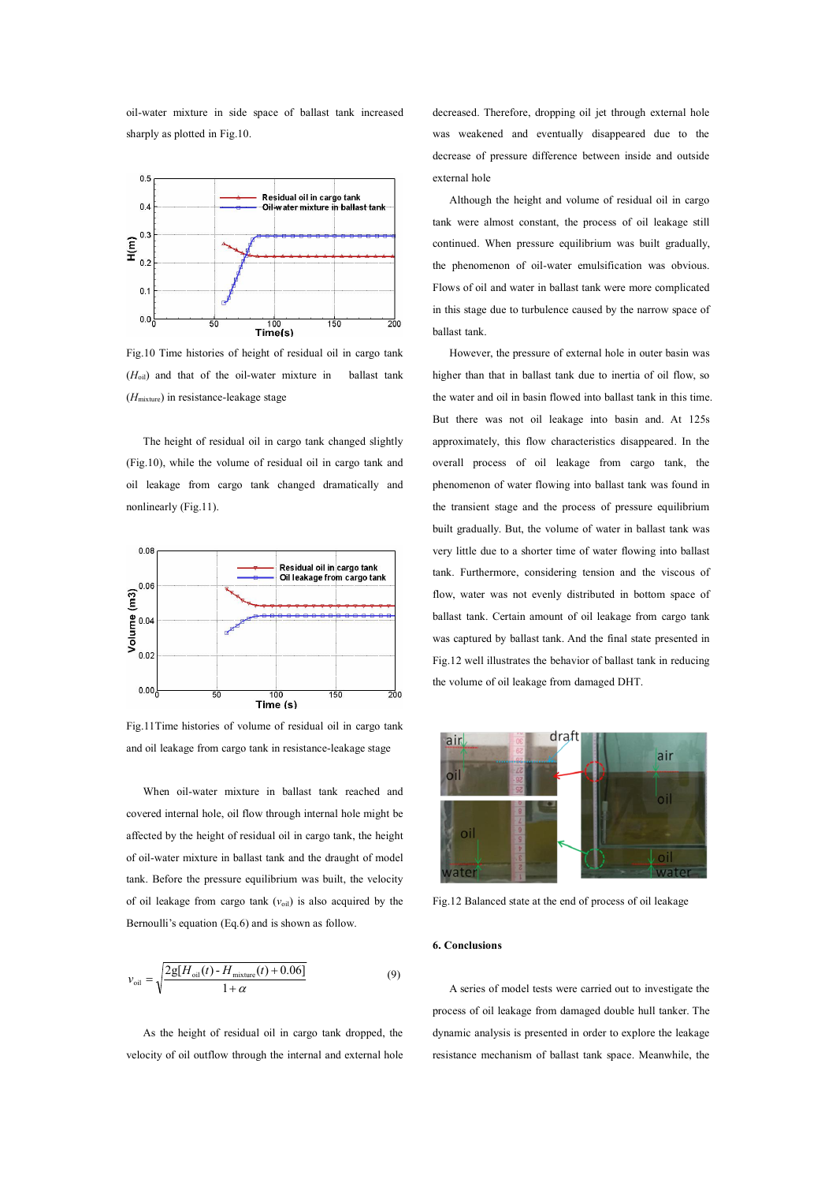oil-water mixture in side space of ballast tank increased sharply as plotted in Fig.10.

Fig.10 Time histories of height of residual oil in cargo tank ($H_{oil}$) and that of the oil-water mixture in ballast tank ($H_{mixture}$) in resistance-leakage stage

The height of residual oil in cargo tank changed slightly (Fig.10), while the volume of residual oil in cargo tank and oil leakage from cargo tank changed dramatically and nonlinearly (Fig.11).

Fig.11Time histories of volume of residual oil in cargo tank and oil leakage from cargo tank in resistance-leakage stage

When oil-water mixture in ballast tank reached and covered internal hole, oil flow through internal hole might be affected by the height of residual oil in cargo tank, the height of oil-water mixture in ballast tank and the draught of model tank. Before the pressure equilibrium was built, the velocity of oil leakage from cargo tank ($v_{oil}$) is also acquired by the Bernoulli's equation (Eq.6) and is shown as follow.

$$v_{oil} = \sqrt{\frac{2g[H_{oil}(t) - H_{mixture}(t) + 0.06]}{1+\alpha}} \tag{9}$$

As the height of residual oil in cargo tank dropped, the velocity of oil outflow through the internal and external hole decreased. Therefore, dropping oil jet through external hole was weakened and eventually disappeared due to the decrease of pressure difference between inside and outside external hole

Although the height and volume of residual oil in cargo tank were almost constant, the process of oil leakage still continued. When pressure equilibrium was built gradually, the phenomenon of oil-water emulsification was obvious. Flows of oil and water in ballast tank were more complicated in this stage due to turbulence caused by the narrow space of ballast tank.

However, the pressure of external hole in outer basin was higher than that in ballast tank due to inertia of oil flow, so the water and oil in basin flowed into ballast tank in this time. But there was not oil leakage into basin and. At 125s approximately, this flow characteristics disappeared. In the overall process of oil leakage from cargo tank, the phenomenon of water flowing into ballast tank was found in the transient stage and the process of pressure equilibrium built gradually. But, the volume of water in ballast tank was very little due to a shorter time of water flowing into ballast tank. Furthermore, considering tension and the viscous of flow, water was not evenly distributed in bottom space of ballast tank. Certain amount of oil leakage from cargo tank was captured by ballast tank. And the final state presented in Fig.12 well illustrates the behavior of ballast tank in reducing the volume of oil leakage from damaged DHT.

Fig.12 Balanced state at the end of process of oil leakage

## 6. Conclusions

A series of model tests were carried out to investigate the process of oil leakage from damaged double hull tanker. The dynamic analysis is presented in order to explore the leakage resistance mechanism of ballast tank space. Meanwhile, the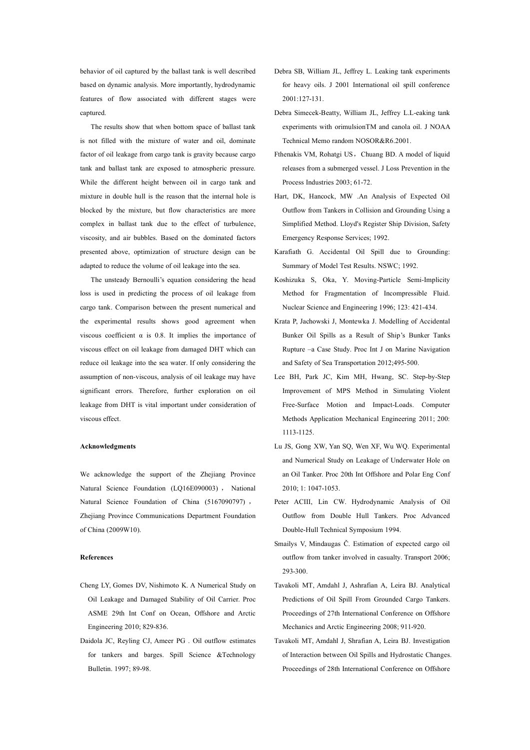behavior of oil captured by the ballast tank is well described based on dynamic analysis. More importantly, hydrodynamic features of flow associated with different stages were captured.

The results show that when bottom space of ballast tank is not filled with the mixture of water and oil, dominate factor of oil leakage from cargo tank is gravity because cargo tank and ballast tank are exposed to atmospheric pressure. While the different height between oil in cargo tank and mixture in double hull is the reason that the internal hole is blocked by the mixture, but flow characteristics are more complex in ballast tank due to the effect of turbulence, viscosity, and air bubbles. Based on the dominated factors presented above, optimization of structure design can be adapted to reduce the volume of oil leakage into the sea.

The unsteady Bernoulli's equation considering the head loss is used in predicting the process of oil leakage from cargo tank. Comparison between the present numerical and the experimental results shows good agreement when viscous coefficient $\alpha$ is 0.8. It implies the importance of viscous effect on oil leakage from damaged DHT which can reduce oil leakage into the sea water. If only considering the assumption of non-viscous, analysis of oil leakage may have significant errors. Therefore, further exploration on oil leakage from DHT is vital important under consideration of viscous effect.

#### Acknowledgments

We acknowledge the support of the Zhejiang Province Natural Science Foundation (LQ16E090003)， National Natural Science Foundation of China (5167090797)， Zhejiang Province Communications Department Foundation of China (2009W10).

#### References

Cheng LY, Gomes DV, Nishimoto K. A Numerical Study on Oil Leakage and Damaged Stability of Oil Carrier. Proc ASME 29th Int Conf on Ocean, Offshore and Arctic Engineering 2010; 829-836.

Daidola JC, Reyling CJ, Ameer PG . Oil outflow estimates for tankers and barges. Spill Science &Technology Bulletin. 1997; 89-98.

Debra SB, William JL, Jeffrey L. Leaking tank experiments for heavy oils. J 2001 International oil spill conference 2001:127-131.

Debra Simecek-Beatty, William JL, Jeffrey L.L-eaking tank experiments with orimulsionTM and canola oil. J NOAA Technical Memo random NOSOR&R6.2001.

Fthenakis VM, Rohatgi US，Chuang BD. A model of liquid releases from a submerged vessel. J Loss Prevention in the Process Industries 2003; 61-72.

Hart, DK, Hancock, MW .An Analysis of Expected Oil Outflow from Tankers in Collision and Grounding Using a Simplified Method. Lloyd's Register Ship Division, Safety Emergency Response Services; 1992.

Karafiath G. Accidental Oil Spill due to Grounding: Summary of Model Test Results. NSWC; 1992.

Koshizuka S, Oka, Y. Moving-Particle Semi-Implicity Method for Fragmentation of Incompressible Fluid. Nuclear Science and Engineering 1996; 123: 421-434.

Krata P, Jachowski J, Montewka J. Modelling of Accidental Bunker Oil Spills as a Result of Ship's Bunker Tanks Rupture –a Case Study. Proc Int J on Marine Navigation and Safety of Sea Transportation 2012;495-500.

Lee BH, Park JC, Kim MH, Hwang, SC. Step-by-Step Improvement of MPS Method in Simulating Violent Free-Surface Motion and Impact-Loads. Computer Methods Application Mechanical Engineering 2011; 200: 1113-1125.

Lu JS, Gong XW, Yan SQ, Wen XF, Wu WQ. Experimental and Numerical Study on Leakage of Underwater Hole on an Oil Tanker. Proc 20th Int Offshore and Polar Eng Conf 2010; 1: 1047-1053.

Peter ACIII, Lin CW. Hydrodynamic Analysis of Oil Outflow from Double Hull Tankers. Proc Advanced Double-Hull Technical Symposium 1994.

Smailys V, Mindaugas Č. Estimation of expected cargo oil outflow from tanker involved in casualty. Transport 2006; 293-300.

Tavakoli MT, Amdahl J, Ashrafian A, Leira BJ. Analytical Predictions of Oil Spill From Grounded Cargo Tankers. Proceedings of 27th International Conference on Offshore Mechanics and Arctic Engineering 2008; 911-920.

Tavakoli MT, Amdahl J, Shrafian A, Leira BJ. Investigation of Interaction between Oil Spills and Hydrostatic Changes. Proceedings of 28th International Conference on Offshore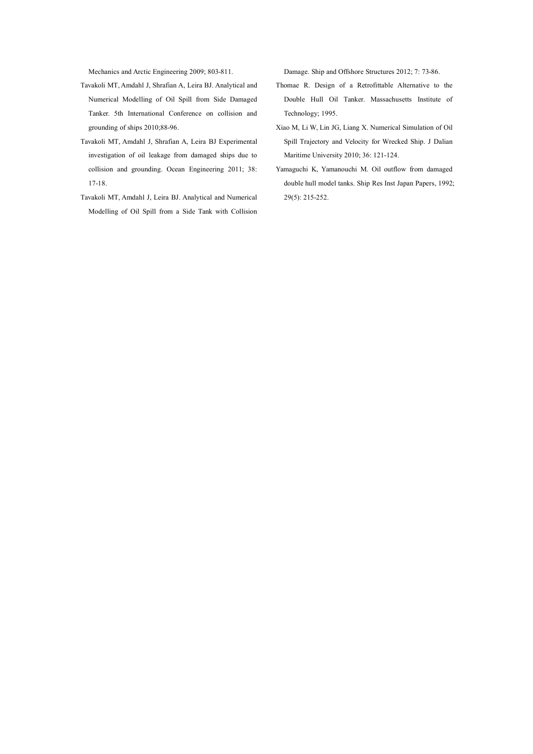Mechanics and Arctic Engineering 2009; 803-811.

Tavakoli MT, Amdahl J, Shrafian A, Leira BJ. Analytical and Numerical Modelling of Oil Spill from Side Damaged Tanker. 5th International Conference on collision and grounding of ships 2010;88-96.

Tavakoli MT, Amdahl J, Shrafian A, Leira BJ Experimental investigation of oil leakage from damaged ships due to collision and grounding. Ocean Engineering 2011; 38: 17-18.

Tavakoli MT, Amdahl J, Leira BJ. Analytical and Numerical Modelling of Oil Spill from a Side Tank with Collision Damage. Ship and Offshore Structures 2012; 7: 73-86.

Thomae R. Design of a Retrofittable Alternative to the Double Hull Oil Tanker. Massachusetts Institute of Technology; 1995.

Xiao M, Li W, Lin JG, Liang X. Numerical Simulation of Oil Spill Trajectory and Velocity for Wrecked Ship. J Dalian Maritime University 2010; 36: 121-124.

Yamaguchi K, Yamanouchi M. Oil outflow from damaged double hull model tanks. Ship Res Inst Japan Papers, 1992; 29(5): 215-252.